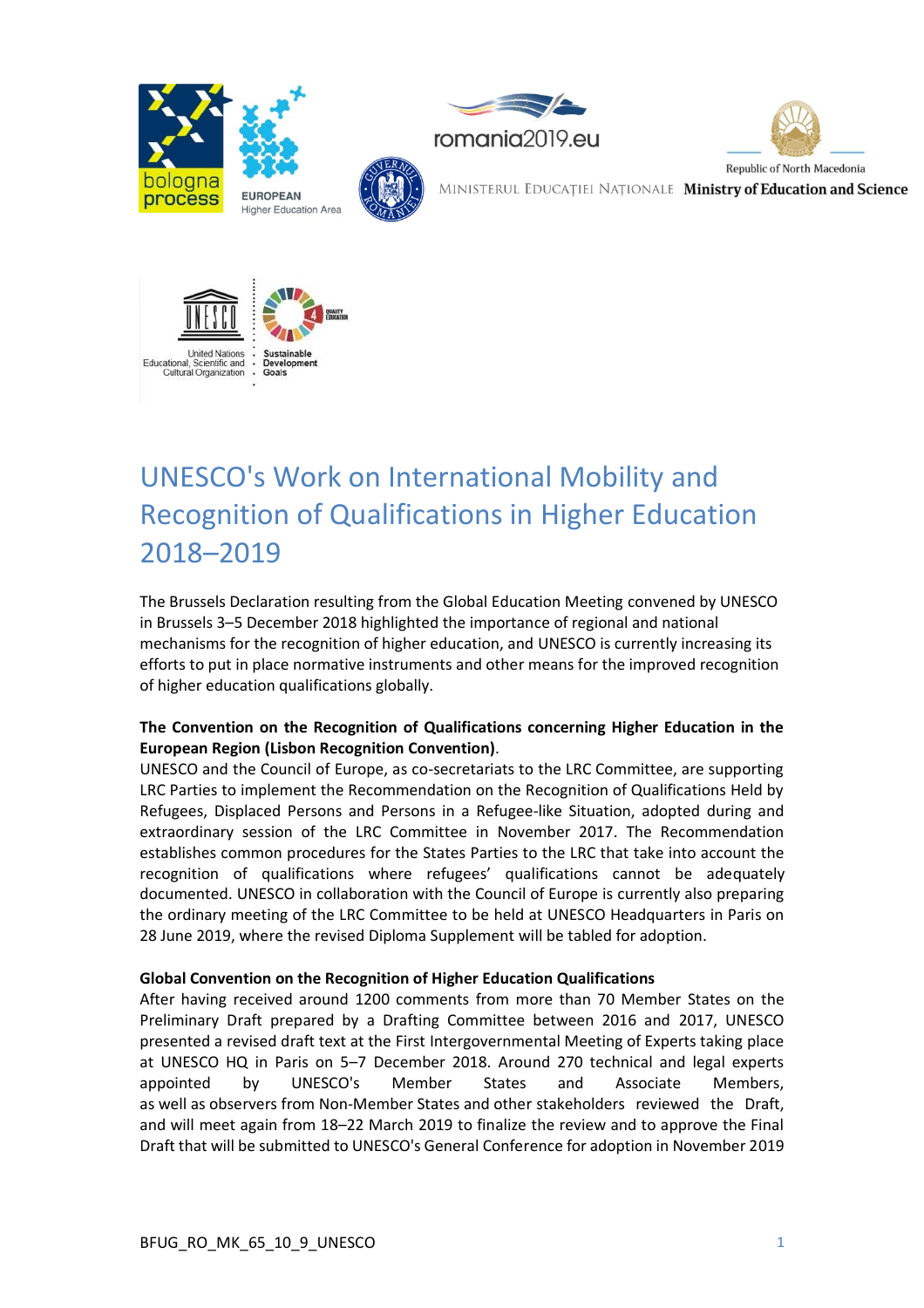# UNESCO's Work on International Mobility and Recognition of Qualifications in Higher Education 2018–2019

The Brussels Declaration resulting from the Global Education Meeting convened by UNESCO in Brussels 3–5 December 2018 highlighted the importance of regional and national mechanisms for the recognition of higher education, and UNESCO is currently increasing its efforts to put in place normative instruments and other means for the improved recognition of higher education qualifications globally.

**The Convention on the Recognition of Qualifications concerning Higher Education in the European Region (Lisbon Recognition Convention)**.
UNESCO and the Council of Europe, as co-secretariats to the LRC Committee, are supporting LRC Parties to implement the Recommendation on the Recognition of Qualifications Held by Refugees, Displaced Persons and Persons in a Refugee-like Situation, adopted during and extraordinary session of the LRC Committee in November 2017. The Recommendation establishes common procedures for the States Parties to the LRC that take into account the recognition of qualifications where refugees' qualifications cannot be adequately documented. UNESCO in collaboration with the Council of Europe is currently also preparing the ordinary meeting of the LRC Committee to be held at UNESCO Headquarters in Paris on 28 June 2019, where the revised Diploma Supplement will be tabled for adoption.

**Global Convention on the Recognition of Higher Education Qualifications**
After having received around 1200 comments from more than 70 Member States on the Preliminary Draft prepared by a Drafting Committee between 2016 and 2017, UNESCO presented a revised draft text at the First Intergovernmental Meeting of Experts taking place at UNESCO HQ in Paris on 5–7 December 2018. Around 270 technical and legal experts appointed by UNESCO's Member States and Associate Members, as well as observers from Non-Member States and other stakeholders reviewed the Draft, and will meet again from 18–22 March 2019 to finalize the review and to approve the Final Draft that will be submitted to UNESCO's General Conference for adoption in November 2019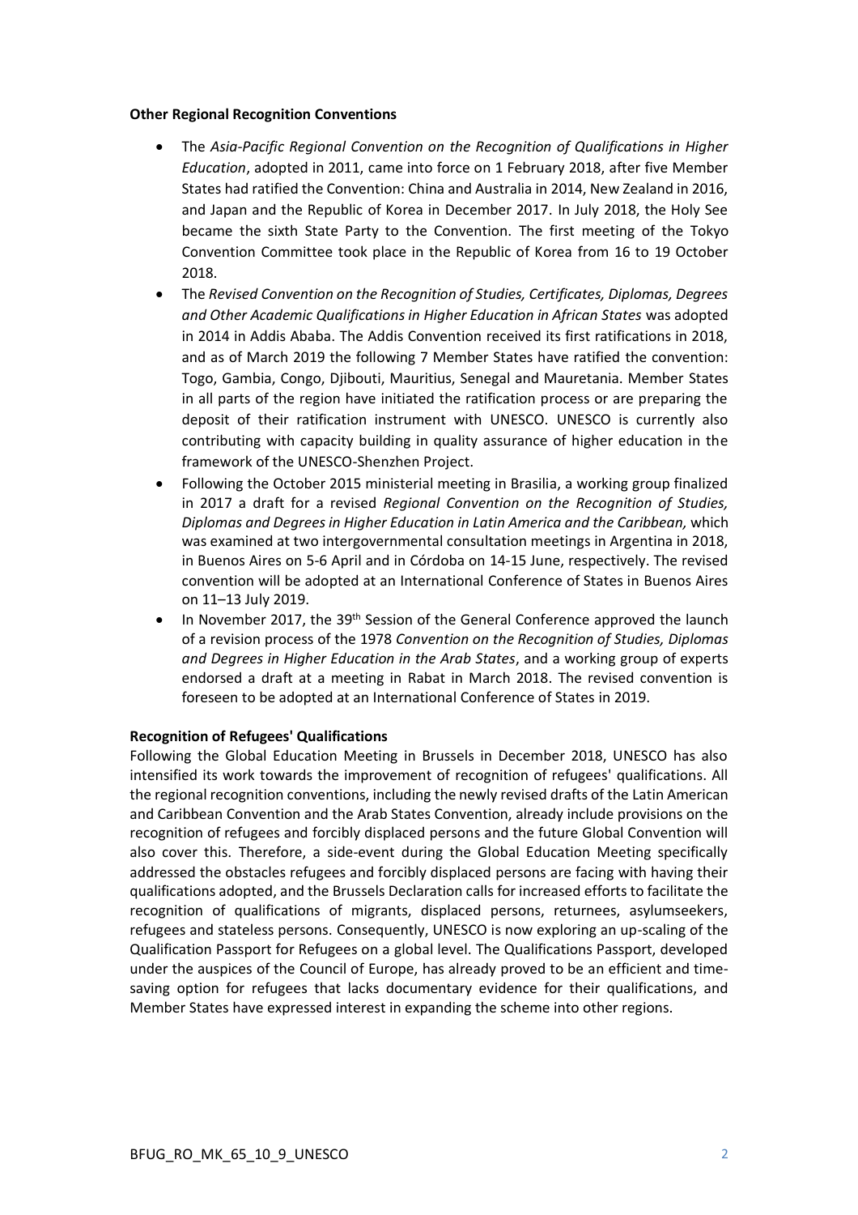**Other Regional Recognition Conventions**

- The *Asia-Pacific Regional Convention on the Recognition of Qualifications in Higher Education*, adopted in 2011, came into force on 1 February 2018, after five Member States had ratified the Convention: China and Australia in 2014, New Zealand in 2016, and Japan and the Republic of Korea in December 2017. In July 2018, the Holy See became the sixth State Party to the Convention. The first meeting of the Tokyo Convention Committee took place in the Republic of Korea from 16 to 19 October 2018.
- The *Revised Convention on the Recognition of Studies, Certificates, Diplomas, Degrees and Other Academic Qualifications in Higher Education in African States* was adopted in 2014 in Addis Ababa. The Addis Convention received its first ratifications in 2018, and as of March 2019 the following 7 Member States have ratified the convention: Togo, Gambia, Congo, Djibouti, Mauritius, Senegal and Mauretania. Member States in all parts of the region have initiated the ratification process or are preparing the deposit of their ratification instrument with UNESCO. UNESCO is currently also contributing with capacity building in quality assurance of higher education in the framework of the UNESCO-Shenzhen Project.
- Following the October 2015 ministerial meeting in Brasilia, a working group finalized in 2017 a draft for a revised *Regional Convention on the Recognition of Studies, Diplomas and Degrees in Higher Education in Latin America and the Caribbean,* which was examined at two intergovernmental consultation meetings in Argentina in 2018, in Buenos Aires on 5-6 April and in Córdoba on 14-15 June, respectively. The revised convention will be adopted at an International Conference of States in Buenos Aires on 11–13 July 2019.
- In November 2017, the 39th Session of the General Conference approved the launch of a revision process of the 1978 *Convention on the Recognition of Studies, Diplomas and Degrees in Higher Education in the Arab States*, and a working group of experts endorsed a draft at a meeting in Rabat in March 2018. The revised convention is foreseen to be adopted at an International Conference of States in 2019.

**Recognition of Refugees' Qualifications**

Following the Global Education Meeting in Brussels in December 2018, UNESCO has also intensified its work towards the improvement of recognition of refugees' qualifications. All the regional recognition conventions, including the newly revised drafts of the Latin American and Caribbean Convention and the Arab States Convention, already include provisions on the recognition of refugees and forcibly displaced persons and the future Global Convention will also cover this. Therefore, a side-event during the Global Education Meeting specifically addressed the obstacles refugees and forcibly displaced persons are facing with having their qualifications adopted, and the Brussels Declaration calls for increased efforts to facilitate the recognition of qualifications of migrants, displaced persons, returnees, asylumseekers, refugees and stateless persons. Consequently, UNESCO is now exploring an up-scaling of the Qualification Passport for Refugees on a global level. The Qualifications Passport, developed under the auspices of the Council of Europe, has already proved to be an efficient and time-saving option for refugees that lacks documentary evidence for their qualifications, and Member States have expressed interest in expanding the scheme into other regions.